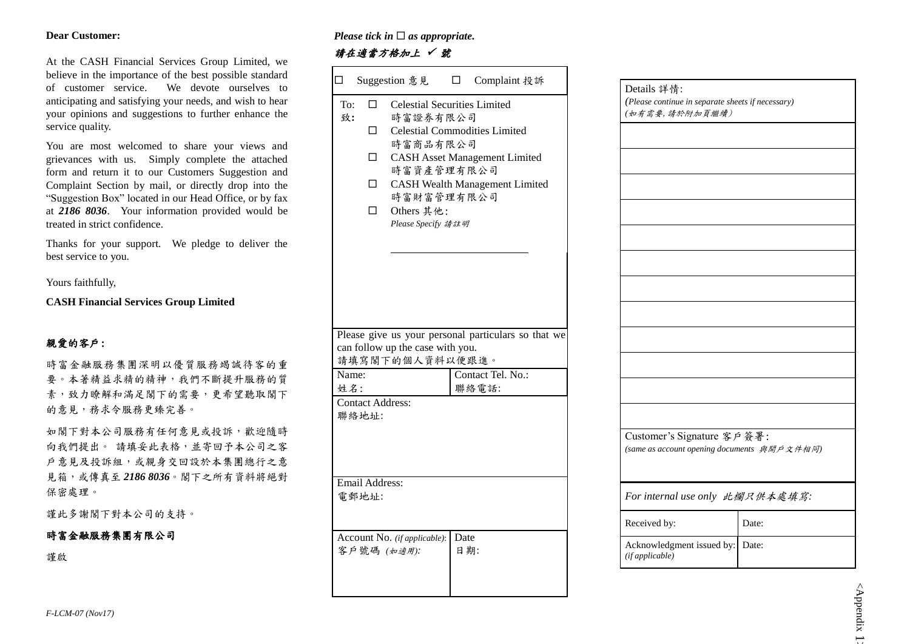**Dear Customer:**

At the CASH Financial Services Group Limited, we believe in the importance of the best possible standard of customer service. We devote ourselves to anticipating and satisfying your needs, and wish to hear your opinions and suggestions to further enhance the service quality.

You are most welcomed to share your views and grievances with us. Simply complete the attached form and return it to our Customers Suggestion and Complaint Section by mail, or directly drop into the "Suggestion Box" located in our Head Office, or by fax at ***2186 8036***. Your information provided would be treated in strict confidence.

Thanks for your support. We pledge to deliver the best service to you.

Yours faithfully,

**CASH Financial Services Group Limited**

**親愛的客戶：**

時富金融服務集團深明以優質服務竭誠待客的重要。本著精益求精的精神，我們不斷提升服務的質素，致力瞭解和滿足閣下的需要，更希望聽取閣下的意見，務求令服務更臻完善。

如閣下對本公司服務有任何意見或投訴，歡迎隨時向我們提出。 請填妥此表格，並寄回予本公司之客戶意見及投訴組，或親身交回設於本集團總行之意見箱，或傳真至 ***2186 8036***。閣下之所有資料將絕對保密處理。

謹此多謝閣下對本公司的支持。

**時富金融服務集團有限公司**

謹啟

*F-LCM-07 (Nov17)*

***Please tick in ☐ as appropriate.***

***請在適當方格加上 ✓ 號***

☐ Suggestion 意見　☐ Complaint 投訴

To: 致:

- ☐ Celestial Securities Limited 時富證券有限公司
- ☐ Celestial Commodities Limited 時富商品有限公司
- ☐ CASH Asset Management Limited 時富資產管理有限公司
- ☐ CASH Wealth Management Limited 時富財富管理有限公司
- ☐ Others 其他: *Please Specify 請註明* ______________________

Please give us your personal particulars so that we can follow up the case with you.
請填寫閣下的個人資料以便跟進。

| Name: 姓名: | Contact Tel. No.: 聯絡電話: |
|---|---|
| Contact Address: 聯絡地址: | |
| Email Address: 電郵地址: | |
| Account No. *(if applicable)*: 客戶號碼 *(如適用)*: | Date 日期: |

Details 詳情:
*(Please continue in separate sheets if necessary)*
*(如有需要, 請於附加頁繼續)*

Customer's Signature 客戶簽署:
*(same as account opening documents 與開戶文件相同)*

| *For internal use only 此欄只供本處填寫:* | |
|---|---|
| Received by: | Date: |
| Acknowledgment issued by: *(if applicable)* | Date: |

<Appendix 1>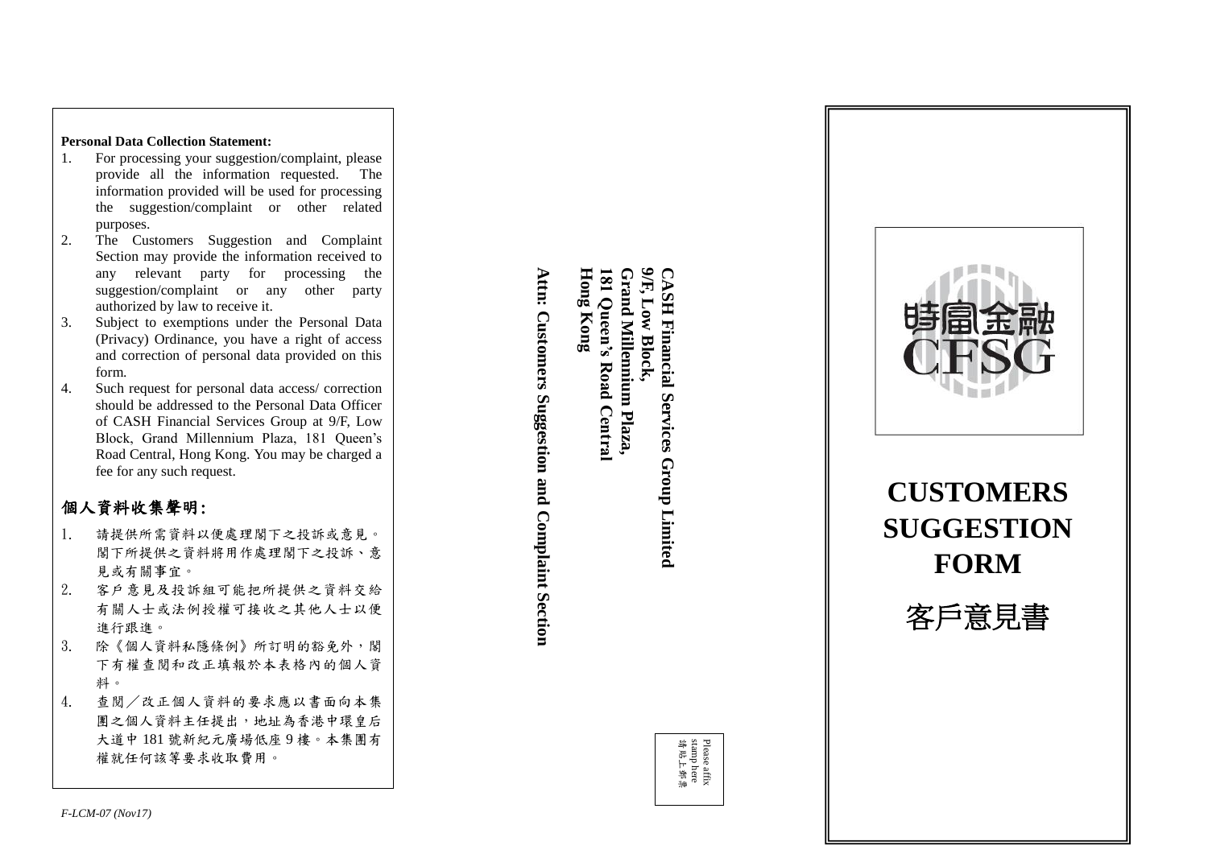**Personal Data Collection Statement:**

1. For processing your suggestion/complaint, please provide all the information requested. The information provided will be used for processing the suggestion/complaint or other related purposes.
2. The Customers Suggestion and Complaint Section may provide the information received to any relevant party for processing the suggestion/complaint or any other party authorized by law to receive it.
3. Subject to exemptions under the Personal Data (Privacy) Ordinance, you have a right of access and correction of personal data provided on this form.
4. Such request for personal data access/ correction should be addressed to the Personal Data Officer of CASH Financial Services Group at 9/F, Low Block, Grand Millennium Plaza, 181 Queen's Road Central, Hong Kong. You may be charged a fee for any such request.

## 個人資料收集聲明：

1. 請提供所需資料以便處理閣下之投訴或意見。閣下所提供之資料將用作處理閣下之投訴、意見或有關事宜。
2. 客戶意見及投訴組可能把所提供之資料交給有關人士或法例授權可接收之其他人士以便進行跟進。
3. 除《個人資料私隱條例》所訂明的豁免外，閣下有權查閱和改正填報於本表格內的個人資料。
4. 查閱／改正個人資料的要求應以書面向本集團之個人資料主任提出，地址為香港中環皇后大道中 181 號新紀元廣場低座 9 樓。本集團有權就任何該等要求收取費用。

*F-LCM-07 (Nov17)*

**CASH Financial Services Group Limited**
**9/F, Low Block,**
**Grand Millennium Plaza,**
**181 Queen's Road Central**
**Hong Kong**

**Attn: Customers Suggestion and Complaint Section**

Please affix stamp here
請貼上郵票

時富金融
CFSG

# CUSTOMERS SUGGESTION FORM

# 客戶意見書